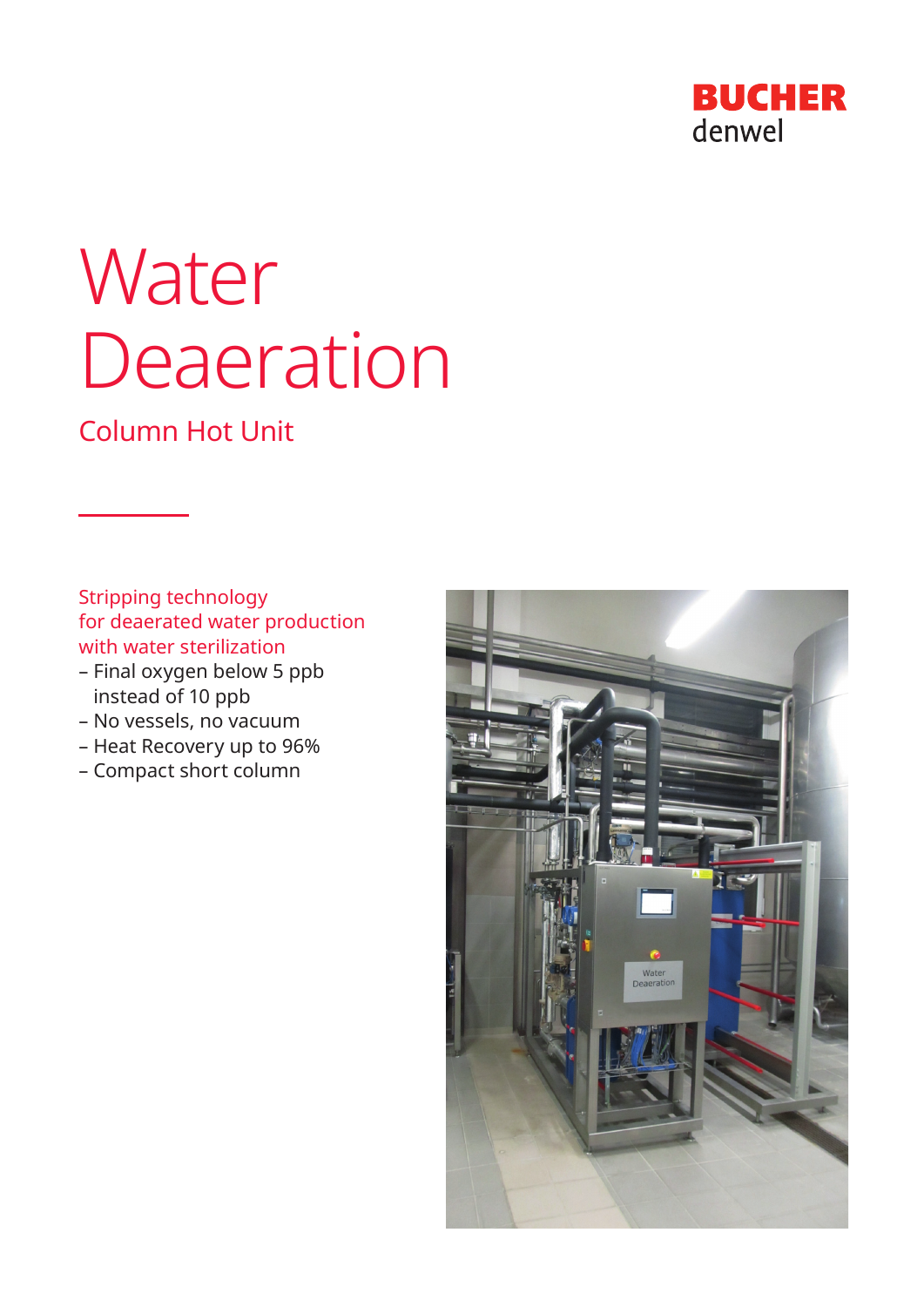BUCHER
denwel

# Water Deaeration

## Column Hot Unit

Stripping technology
for deaerated water production
with water sterilization

- Final oxygen below 5 ppb instead of 10 ppb
- No vessels, no vacuum
- Heat Recovery up to 96%
- Compact short column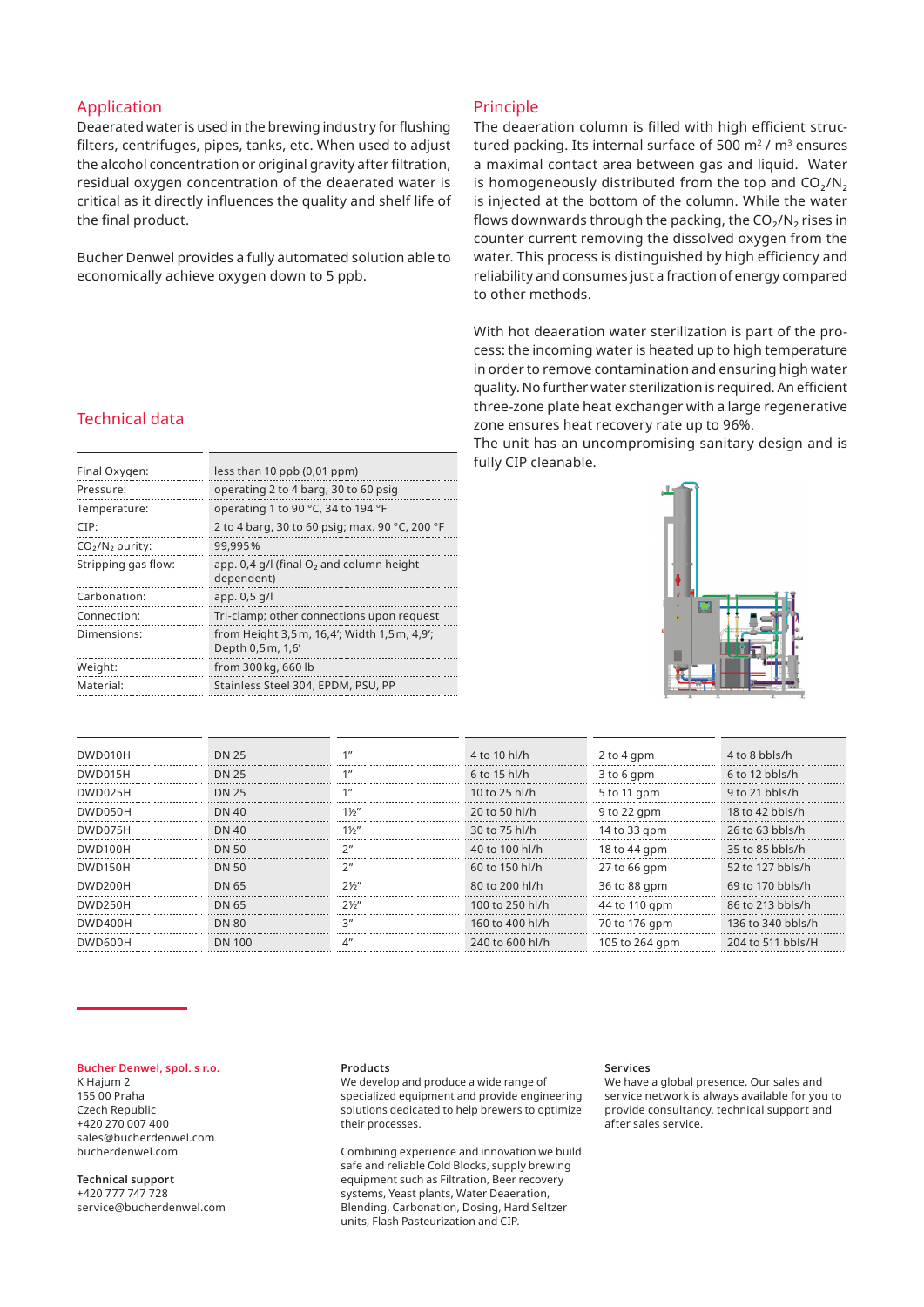## Application

Deaerated water is used in the brewing industry for flushing filters, centrifuges, pipes, tanks, etc. When used to adjust the alcohol concentration or original gravity after filtration, residual oxygen concentration of the deaerated water is critical as it directly influences the quality and shelf life of the final product.

Bucher Denwel provides a fully automated solution able to economically achieve oxygen down to 5 ppb.

## Principle

The deaeration column is filled with high efficient structured packing. Its internal surface of 500 m² / m³ ensures a maximal contact area between gas and liquid. Water is homogeneously distributed from the top and $CO_2/N_2$ is injected at the bottom of the column. While the water flows downwards through the packing, the $CO_2/N_2$ rises in counter current removing the dissolved oxygen from the water. This process is distinguished by high efficiency and reliability and consumes just a fraction of energy compared to other methods.

With hot deaeration water sterilization is part of the process: the incoming water is heated up to high temperature in order to remove contamination and ensuring high water quality. No further water sterilization is required. An efficient three-zone plate heat exchanger with a large regenerative zone ensures heat recovery rate up to 96%.
The unit has an uncompromising sanitary design and is fully CIP cleanable.

## Technical data

| | |
|---|---|
| Final Oxygen: | less than 10 ppb (0,01 ppm) |
| Pressure: | operating 2 to 4 barg, 30 to 60 psig |
| Temperature: | operating 1 to 90 °C, 34 to 194 °F |
| CIP: | 2 to 4 barg, 30 to 60 psig; max. 90 °C, 200 °F |
| $CO_2/N_2$ purity: | 99,995 % |
| Stripping gas flow: | app. 0,4 g/l (final $O_2$ and column height dependent) |
| Carbonation: | app. 0,5 g/l |
| Connection: | Tri-clamp; other connections upon request |
| Dimensions: | from Height 3,5 m, 16,4'; Width 1,5 m, 4,9'; Depth 0,5 m, 1,6' |
| Weight: | from 300 kg, 660 lb |
| Material: | Stainless Steel 304, EPDM, PSU, PP |

| | | | | | |
|---|---|---|---|---|---|
| DWD010H | DN 25 | 1" | 4 to 10 hl/h | 2 to 4 gpm | 4 to 8 bbls/h |
| DWD015H | DN 25 | 1" | 6 to 15 hl/h | 3 to 6 gpm | 6 to 12 bbls/h |
| DWD025H | DN 25 | 1" | 10 to 25 hl/h | 5 to 11 gpm | 9 to 21 bbls/h |
| DWD050H | DN 40 | 1½" | 20 to 50 hl/h | 9 to 22 gpm | 18 to 42 bbls/h |
| DWD075H | DN 40 | 1½" | 30 to 75 hl/h | 14 to 33 gpm | 26 to 63 bbls/h |
| DWD100H | DN 50 | 2" | 40 to 100 hl/h | 18 to 44 gpm | 35 to 85 bbls/h |
| DWD150H | DN 50 | 2" | 60 to 150 hl/h | 27 to 66 gpm | 52 to 127 bbls/h |
| DWD200H | DN 65 | 2½" | 80 to 200 hl/h | 36 to 88 gpm | 69 to 170 bbls/h |
| DWD250H | DN 65 | 2½" | 100 to 250 hl/h | 44 to 110 gpm | 86 to 213 bbls/h |
| DWD400H | DN 80 | 3" | 160 to 400 hl/h | 70 to 176 gpm | 136 to 340 bbls/h |
| DWD600H | DN 100 | 4" | 240 to 600 hl/h | 105 to 264 gpm | 204 to 511 bbls/H |

**Bucher Denwel, spol. s r.o.**
K Hajum 2
155 00 Praha
Czech Republic
+420 270 007 400
sales@bucherdenwel.com
bucherdenwel.com

**Technical support**
+420 777 747 728
service@bucherdenwel.com

**Products**
We develop and produce a wide range of specialized equipment and provide engineering solutions dedicated to help brewers to optimize their processes.

Combining experience and innovation we build safe and reliable Cold Blocks, supply brewing equipment such as Filtration, Beer recovery systems, Yeast plants, Water Deaeration, Blending, Carbonation, Dosing, Hard Seltzer units, Flash Pasteurization and CIP.

**Services**
We have a global presence. Our sales and service network is always available for you to provide consultancy, technical support and after sales service.